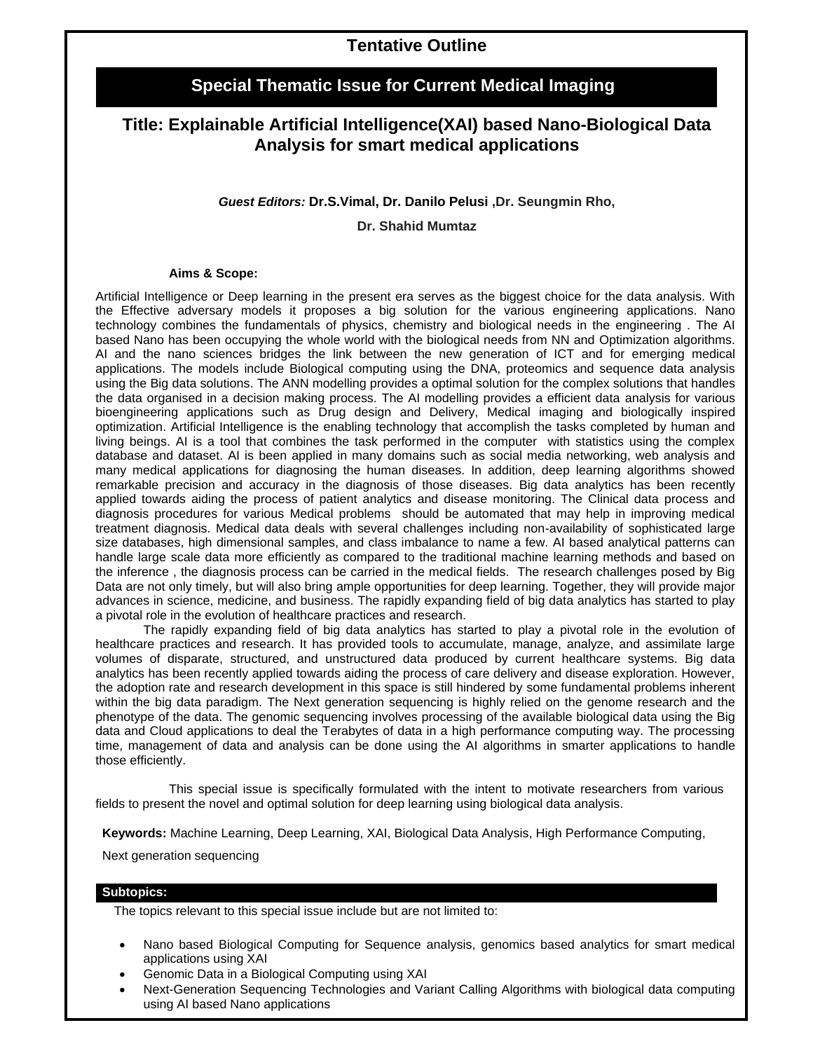# Tentative Outline

## Special Thematic Issue for Current Medical Imaging

## Title: Explainable Artificial Intelligence(XAI) based Nano-Biological Data Analysis for smart medical applications

***Guest Editors:*** **Dr.S.Vimal, Dr. Danilo Pelusi ,Dr. Seungmin Rho,**

**Dr. Shahid Mumtaz**

**Aims & Scope:**

Artificial Intelligence or Deep learning in the present era serves as the biggest choice for the data analysis. With the Effective adversary models it proposes a big solution for the various engineering applications. Nano technology combines the fundamentals of physics, chemistry and biological needs in the engineering . The AI based Nano has been occupying the whole world with the biological needs from NN and Optimization algorithms. AI and the nano sciences bridges the link between the new generation of ICT and for emerging medical applications. The models include Biological computing using the DNA, proteomics and sequence data analysis using the Big data solutions. The ANN modelling provides a optimal solution for the complex solutions that handles the data organised in a decision making process. The AI modelling provides a efficient data analysis for various bioengineering applications such as Drug design and Delivery, Medical imaging and biologically inspired optimization. Artificial Intelligence is the enabling technology that accomplish the tasks completed by human and living beings. AI is a tool that combines the task performed in the computer with statistics using the complex database and dataset. AI is been applied in many domains such as social media networking, web analysis and many medical applications for diagnosing the human diseases. In addition, deep learning algorithms showed remarkable precision and accuracy in the diagnosis of those diseases. Big data analytics has been recently applied towards aiding the process of patient analytics and disease monitoring. The Clinical data process and diagnosis procedures for various Medical problems should be automated that may help in improving medical treatment diagnosis. Medical data deals with several challenges including non-availability of sophisticated large size databases, high dimensional samples, and class imbalance to name a few. AI based analytical patterns can handle large scale data more efficiently as compared to the traditional machine learning methods and based on the inference , the diagnosis process can be carried in the medical fields. The research challenges posed by Big Data are not only timely, but will also bring ample opportunities for deep learning. Together, they will provide major advances in science, medicine, and business. The rapidly expanding field of big data analytics has started to play a pivotal role in the evolution of healthcare practices and research.

The rapidly expanding field of big data analytics has started to play a pivotal role in the evolution of healthcare practices and research. It has provided tools to accumulate, manage, analyze, and assimilate large volumes of disparate, structured, and unstructured data produced by current healthcare systems. Big data analytics has been recently applied towards aiding the process of care delivery and disease exploration. However, the adoption rate and research development in this space is still hindered by some fundamental problems inherent within the big data paradigm. The Next generation sequencing is highly relied on the genome research and the phenotype of the data. The genomic sequencing involves processing of the available biological data using the Big data and Cloud applications to deal the Terabytes of data in a high performance computing way. The processing time, management of data and analysis can be done using the AI algorithms in smarter applications to handle those efficiently.

This special issue is specifically formulated with the intent to motivate researchers from various fields to present the novel and optimal solution for deep learning using biological data analysis.

**Keywords:** Machine Learning, Deep Learning, XAI, Biological Data Analysis, High Performance Computing, Next generation sequencing

**Subtopics:**

The topics relevant to this special issue include but are not limited to:

- Nano based Biological Computing for Sequence analysis, genomics based analytics for smart medical applications using XAI
- Genomic Data in a Biological Computing using XAI
- Next-Generation Sequencing Technologies and Variant Calling Algorithms with biological data computing using AI based Nano applications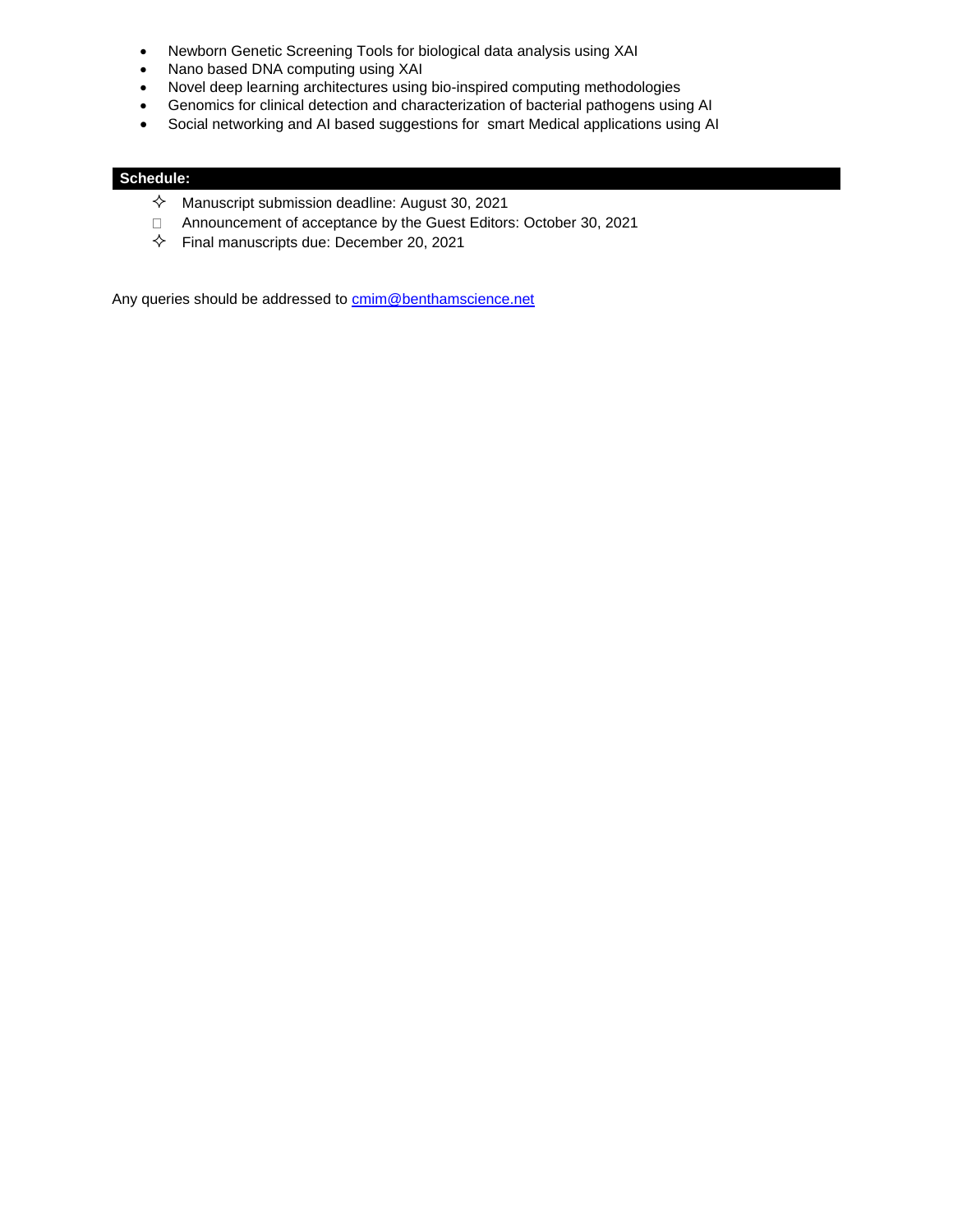- Newborn Genetic Screening Tools for biological data analysis using XAI
- Nano based DNA computing using XAI
- Novel deep learning architectures using bio-inspired computing methodologies
- Genomics for clinical detection and characterization of bacterial pathogens using AI
- Social networking and AI based suggestions for smart Medical applications using AI

**Schedule:**

- Manuscript submission deadline: August 30, 2021
- Announcement of acceptance by the Guest Editors: October 30, 2021
- Final manuscripts due: December 20, 2021

Any queries should be addressed to cmim@benthamscience.net